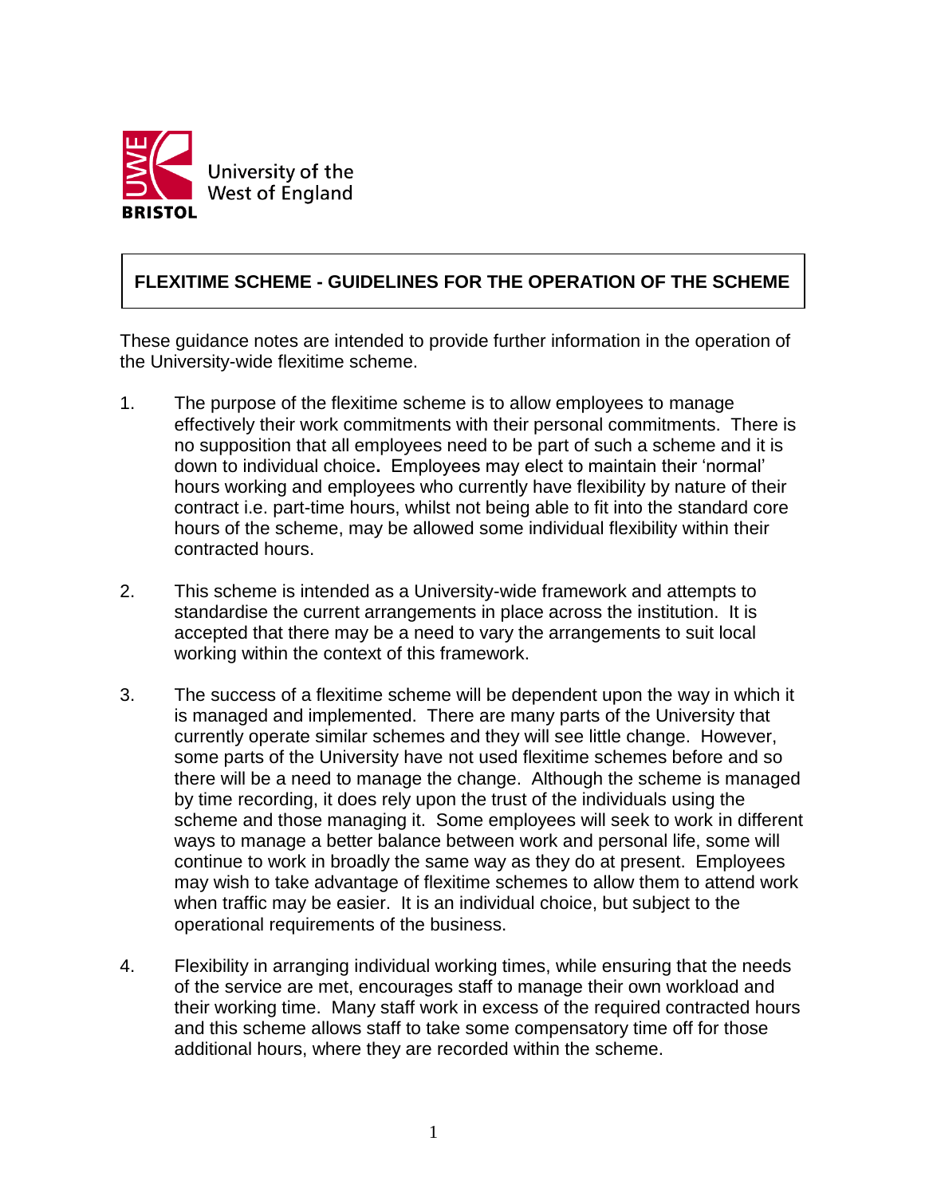University of the West of England

BRISTOL

# FLEXITIME SCHEME - GUIDELINES FOR THE OPERATION OF THE SCHEME

These guidance notes are intended to provide further information in the operation of the University-wide flexitime scheme.

1. The purpose of the flexitime scheme is to allow employees to manage effectively their work commitments with their personal commitments. There is no supposition that all employees need to be part of such a scheme and it is down to individual choice**.** Employees may elect to maintain their 'normal' hours working and employees who currently have flexibility by nature of their contract i.e. part-time hours, whilst not being able to fit into the standard core hours of the scheme, may be allowed some individual flexibility within their contracted hours.

2. This scheme is intended as a University-wide framework and attempts to standardise the current arrangements in place across the institution. It is accepted that there may be a need to vary the arrangements to suit local working within the context of this framework.

3. The success of a flexitime scheme will be dependent upon the way in which it is managed and implemented. There are many parts of the University that currently operate similar schemes and they will see little change. However, some parts of the University have not used flexitime schemes before and so there will be a need to manage the change. Although the scheme is managed by time recording, it does rely upon the trust of the individuals using the scheme and those managing it. Some employees will seek to work in different ways to manage a better balance between work and personal life, some will continue to work in broadly the same way as they do at present. Employees may wish to take advantage of flexitime schemes to allow them to attend work when traffic may be easier. It is an individual choice, but subject to the operational requirements of the business.

4. Flexibility in arranging individual working times, while ensuring that the needs of the service are met, encourages staff to manage their own workload and their working time. Many staff work in excess of the required contracted hours and this scheme allows staff to take some compensatory time off for those additional hours, where they are recorded within the scheme.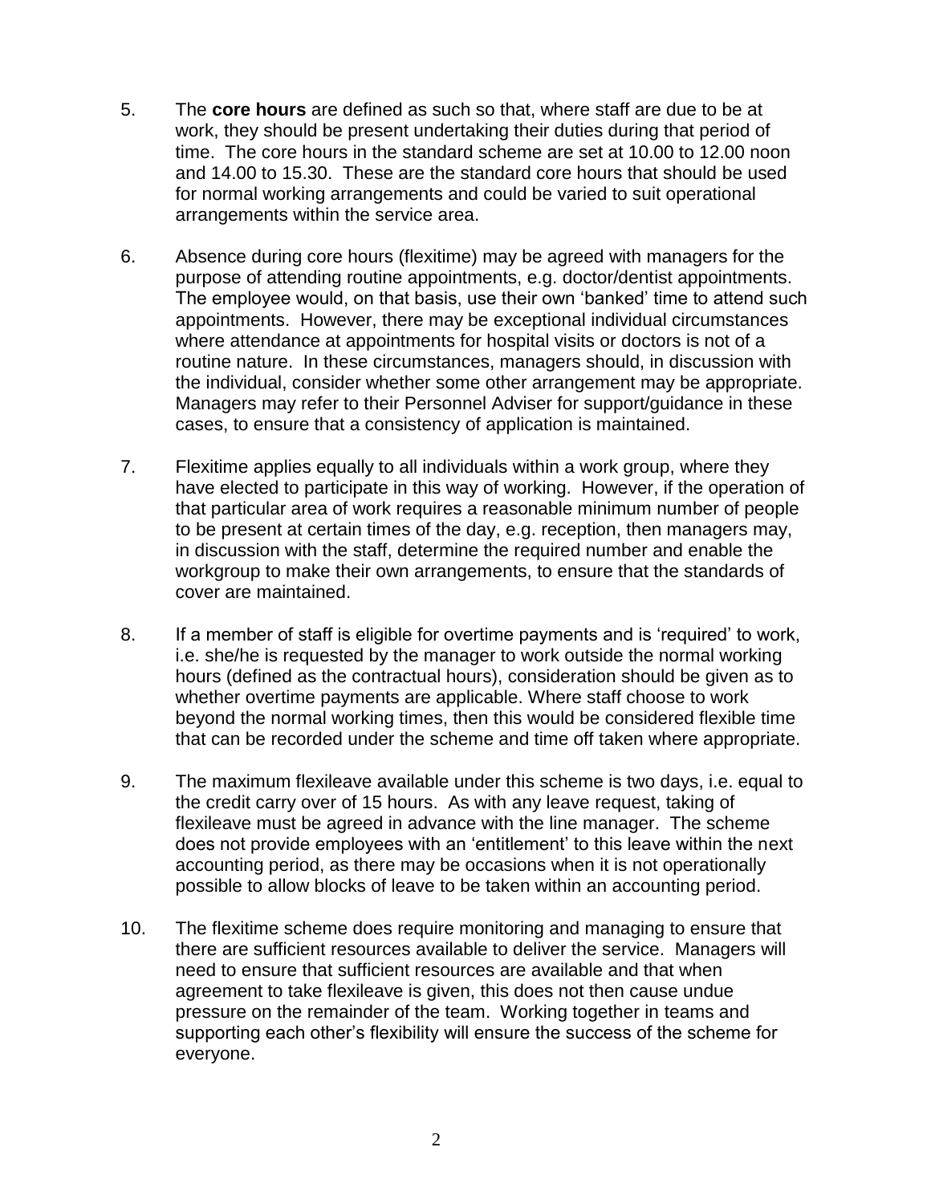5. The **core hours** are defined as such so that, where staff are due to be at work, they should be present undertaking their duties during that period of time. The core hours in the standard scheme are set at 10.00 to 12.00 noon and 14.00 to 15.30. These are the standard core hours that should be used for normal working arrangements and could be varied to suit operational arrangements within the service area.

6. Absence during core hours (flexitime) may be agreed with managers for the purpose of attending routine appointments, e.g. doctor/dentist appointments. The employee would, on that basis, use their own 'banked' time to attend such appointments. However, there may be exceptional individual circumstances where attendance at appointments for hospital visits or doctors is not of a routine nature. In these circumstances, managers should, in discussion with the individual, consider whether some other arrangement may be appropriate. Managers may refer to their Personnel Adviser for support/guidance in these cases, to ensure that a consistency of application is maintained.

7. Flexitime applies equally to all individuals within a work group, where they have elected to participate in this way of working. However, if the operation of that particular area of work requires a reasonable minimum number of people to be present at certain times of the day, e.g. reception, then managers may, in discussion with the staff, determine the required number and enable the workgroup to make their own arrangements, to ensure that the standards of cover are maintained.

8. If a member of staff is eligible for overtime payments and is 'required' to work, i.e. she/he is requested by the manager to work outside the normal working hours (defined as the contractual hours), consideration should be given as to whether overtime payments are applicable. Where staff choose to work beyond the normal working times, then this would be considered flexible time that can be recorded under the scheme and time off taken where appropriate.

9. The maximum flexileave available under this scheme is two days, i.e. equal to the credit carry over of 15 hours. As with any leave request, taking of flexileave must be agreed in advance with the line manager. The scheme does not provide employees with an 'entitlement' to this leave within the next accounting period, as there may be occasions when it is not operationally possible to allow blocks of leave to be taken within an accounting period.

10. The flexitime scheme does require monitoring and managing to ensure that there are sufficient resources available to deliver the service. Managers will need to ensure that sufficient resources are available and that when agreement to take flexileave is given, this does not then cause undue pressure on the remainder of the team. Working together in teams and supporting each other's flexibility will ensure the success of the scheme for everyone.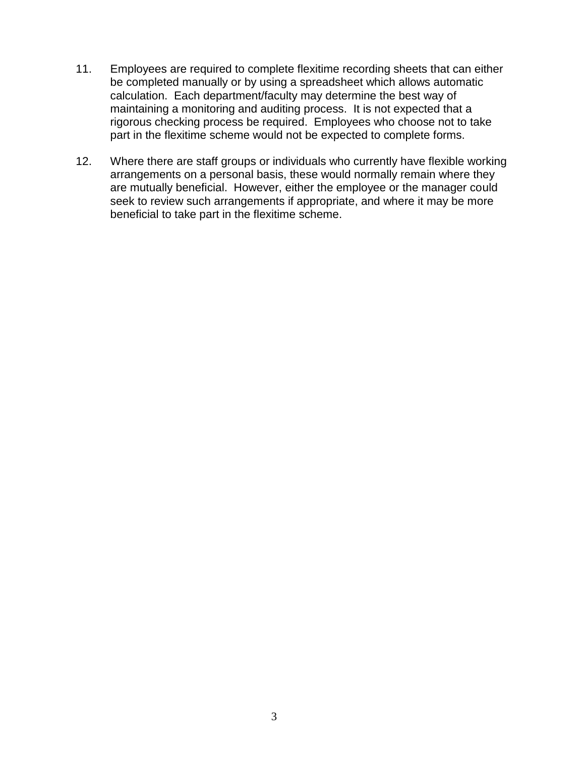11. Employees are required to complete flexitime recording sheets that can either be completed manually or by using a spreadsheet which allows automatic calculation. Each department/faculty may determine the best way of maintaining a monitoring and auditing process. It is not expected that a rigorous checking process be required. Employees who choose not to take part in the flexitime scheme would not be expected to complete forms.

12. Where there are staff groups or individuals who currently have flexible working arrangements on a personal basis, these would normally remain where they are mutually beneficial. However, either the employee or the manager could seek to review such arrangements if appropriate, and where it may be more beneficial to take part in the flexitime scheme.